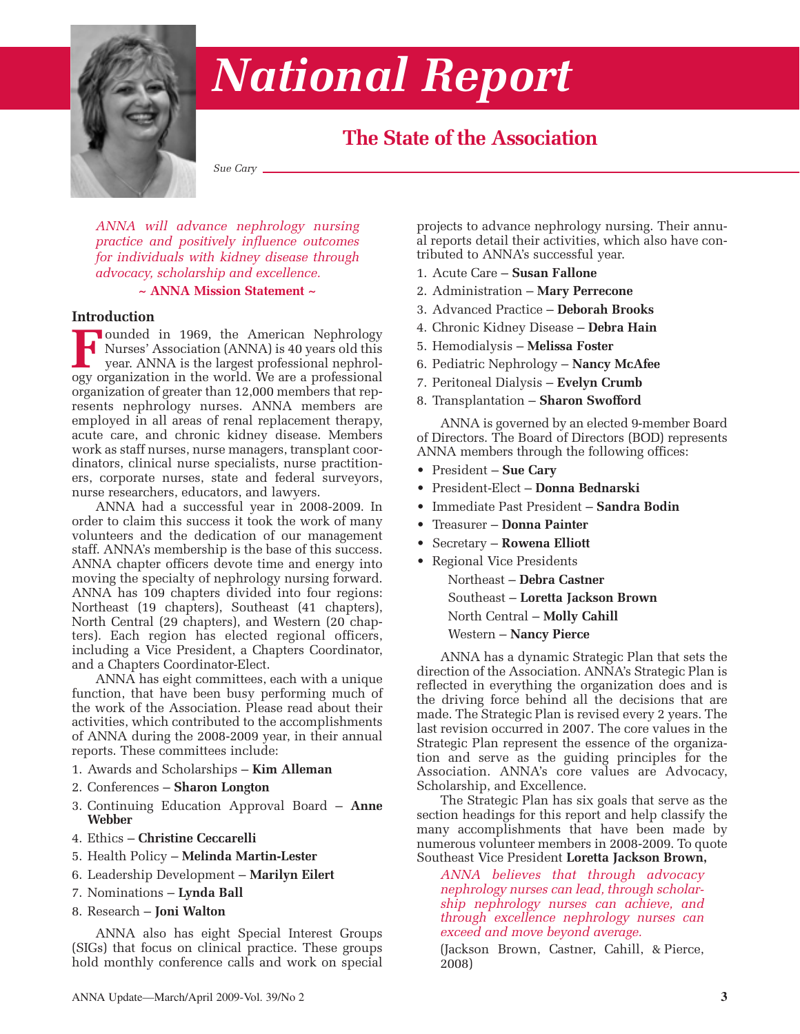# National Report

## The State of the Association

*Sue Cary*

*ANNA will advance nephrology nursing practice and positively influence outcomes for individuals with kidney disease through advocacy, scholarship and excellence.*

**~ ANNA Mission Statement ~**

### Introduction

Founded in 1969, the American Nephrology Nurses' Association (ANNA) is 40 years old this year. ANNA is the largest professional nephrology organization in the world. We are a professional organization of greater than 12,000 members that represents nephrology nurses. ANNA members are employed in all areas of renal replacement therapy, acute care, and chronic kidney disease. Members work as staff nurses, nurse managers, transplant coordinators, clinical nurse specialists, nurse practitioners, corporate nurses, state and federal surveyors, nurse researchers, educators, and lawyers.

ANNA had a successful year in 2008-2009. In order to claim this success it took the work of many volunteers and the dedication of our management staff. ANNA's membership is the base of this success. ANNA chapter officers devote time and energy into moving the specialty of nephrology nursing forward. ANNA has 109 chapters divided into four regions: Northeast (19 chapters), Southeast (41 chapters), North Central (29 chapters), and Western (20 chapters). Each region has elected regional officers, including a Vice President, a Chapters Coordinator, and a Chapters Coordinator-Elect.

ANNA has eight committees, each with a unique function, that have been busy performing much of the work of the Association. Please read about their activities, which contributed to the accomplishments of ANNA during the 2008-2009 year, in their annual reports. These committees include:

1. Awards and Scholarships – **Kim Alleman**
2. Conferences – **Sharon Longton**
3. Continuing Education Approval Board – **Anne Webber**
4. Ethics – **Christine Ceccarelli**
5. Health Policy – **Melinda Martin-Lester**
6. Leadership Development – **Marilyn Eilert**
7. Nominations – **Lynda Ball**
8. Research – **Joni Walton**

ANNA also has eight Special Interest Groups (SIGs) that focus on clinical practice. These groups hold monthly conference calls and work on special projects to advance nephrology nursing. Their annual reports detail their activities, which also have contributed to ANNA's successful year.

1. Acute Care – **Susan Fallone**
2. Administration – **Mary Perrecone**
3. Advanced Practice – **Deborah Brooks**
4. Chronic Kidney Disease – **Debra Hain**
5. Hemodialysis – **Melissa Foster**
6. Pediatric Nephrology – **Nancy McAfee**
7. Peritoneal Dialysis – **Evelyn Crumb**
8. Transplantation – **Sharon Swofford**

ANNA is governed by an elected 9-member Board of Directors. The Board of Directors (BOD) represents ANNA members through the following offices:

- President – **Sue Cary**
- President-Elect – **Donna Bednarski**
- Immediate Past President – **Sandra Bodin**
- Treasurer – **Donna Painter**
- Secretary – **Rowena Elliott**
- Regional Vice Presidents
  - Northeast – **Debra Castner**
  - Southeast – **Loretta Jackson Brown**
  - North Central – **Molly Cahill**
  - Western – **Nancy Pierce**

ANNA has a dynamic Strategic Plan that sets the direction of the Association. ANNA's Strategic Plan is reflected in everything the organization does and is the driving force behind all the decisions that are made. The Strategic Plan is revised every 2 years. The last revision occurred in 2007. The core values in the Strategic Plan represent the essence of the organization and serve as the guiding principles for the Association. ANNA's core values are Advocacy, Scholarship, and Excellence.

The Strategic Plan has six goals that serve as the section headings for this report and help classify the many accomplishments that have been made by numerous volunteer members in 2008-2009. To quote Southeast Vice President **Loretta Jackson Brown,**

> *ANNA believes that through advocacy nephrology nurses can lead, through scholarship nephrology nurses can achieve, and through excellence nephrology nurses can exceed and move beyond average.*
>
> (Jackson Brown, Castner, Cahill, & Pierce, 2008)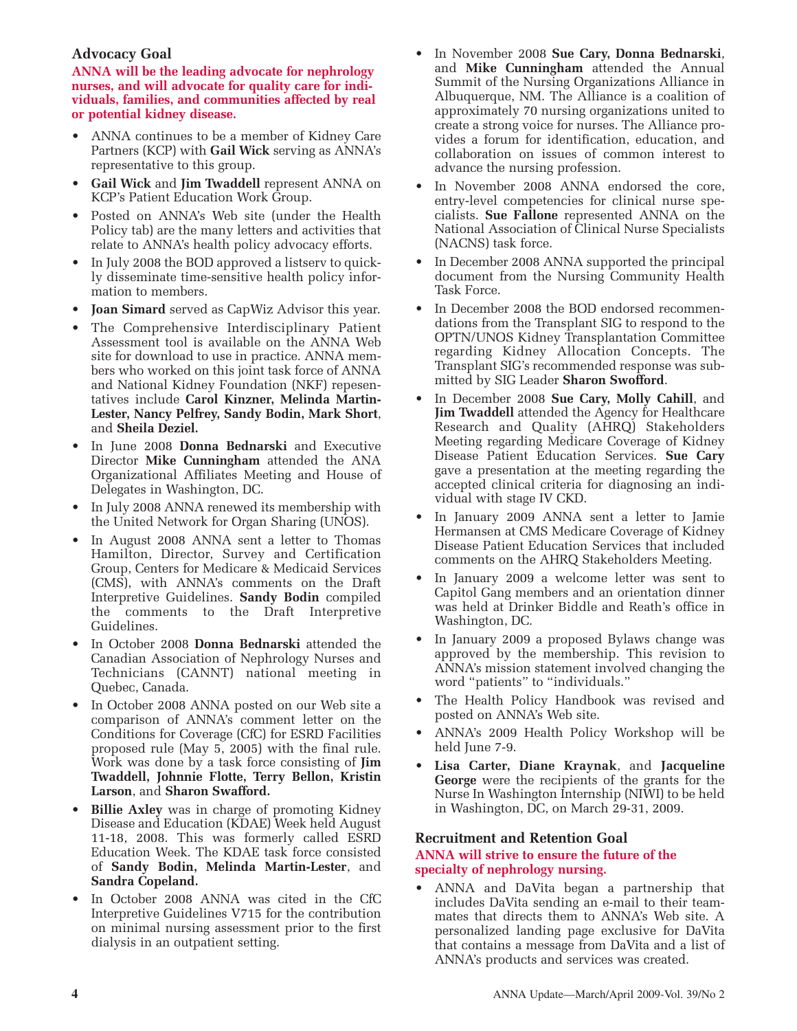## Advocacy Goal

**ANNA will be the leading advocate for nephrology nurses, and will advocate for quality care for individuals, families, and communities affected by real or potential kidney disease.**

- ANNA continues to be a member of Kidney Care Partners (KCP) with **Gail Wick** serving as ANNA's representative to this group.
- **Gail Wick** and **Jim Twaddell** represent ANNA on KCP's Patient Education Work Group.
- Posted on ANNA's Web site (under the Health Policy tab) are the many letters and activities that relate to ANNA's health policy advocacy efforts.
- In July 2008 the BOD approved a listserv to quickly disseminate time-sensitive health policy information to members.
- **Joan Simard** served as CapWiz Advisor this year.
- The Comprehensive Interdisciplinary Patient Assessment tool is available on the ANNA Web site for download to use in practice. ANNA members who worked on this joint task force of ANNA and National Kidney Foundation (NKF) repesentatives include **Carol Kinzner, Melinda Martin-Lester, Nancy Pelfrey, Sandy Bodin, Mark Short**, and **Sheila Deziel.**
- In June 2008 **Donna Bednarski** and Executive Director **Mike Cunningham** attended the ANA Organizational Affiliates Meeting and House of Delegates in Washington, DC.
- In July 2008 ANNA renewed its membership with the United Network for Organ Sharing (UNOS).
- In August 2008 ANNA sent a letter to Thomas Hamilton, Director, Survey and Certification Group, Centers for Medicare & Medicaid Services (CMS), with ANNA's comments on the Draft Interpretive Guidelines. **Sandy Bodin** compiled the comments to the Draft Interpretive Guidelines.
- In October 2008 **Donna Bednarski** attended the Canadian Association of Nephrology Nurses and Technicians (CANNT) national meeting in Quebec, Canada.
- In October 2008 ANNA posted on our Web site a comparison of ANNA's comment letter on the Conditions for Coverage (CfC) for ESRD Facilities proposed rule (May 5, 2005) with the final rule. Work was done by a task force consisting of **Jim Twaddell, Johnnie Flotte, Terry Bellon, Kristin Larson**, and **Sharon Swafford.**
- **Billie Axley** was in charge of promoting Kidney Disease and Education (KDAE) Week held August 11-18, 2008. This was formerly called ESRD Education Week. The KDAE task force consisted of **Sandy Bodin, Melinda Martin-Lester**, and **Sandra Copeland.**
- In October 2008 ANNA was cited in the CfC Interpretive Guidelines V715 for the contribution on minimal nursing assessment prior to the first dialysis in an outpatient setting.
- In November 2008 **Sue Cary, Donna Bednarski**, and **Mike Cunningham** attended the Annual Summit of the Nursing Organizations Alliance in Albuquerque, NM. The Alliance is a coalition of approximately 70 nursing organizations united to create a strong voice for nurses. The Alliance provides a forum for identification, education, and collaboration on issues of common interest to advance the nursing profession.
- In November 2008 ANNA endorsed the core, entry-level competencies for clinical nurse specialists. **Sue Fallone** represented ANNA on the National Association of Clinical Nurse Specialists (NACNS) task force.
- In December 2008 ANNA supported the principal document from the Nursing Community Health Task Force.
- In December 2008 the BOD endorsed recommendations from the Transplant SIG to respond to the OPTN/UNOS Kidney Transplantation Committee regarding Kidney Allocation Concepts. The Transplant SIG's recommended response was submitted by SIG Leader **Sharon Swofford**.
- In December 2008 **Sue Cary, Molly Cahill**, and **Jim Twaddell** attended the Agency for Healthcare Research and Quality (AHRQ) Stakeholders Meeting regarding Medicare Coverage of Kidney Disease Patient Education Services. **Sue Cary** gave a presentation at the meeting regarding the accepted clinical criteria for diagnosing an individual with stage IV CKD.
- In January 2009 ANNA sent a letter to Jamie Hermansen at CMS Medicare Coverage of Kidney Disease Patient Education Services that included comments on the AHRQ Stakeholders Meeting.
- In January 2009 a welcome letter was sent to Capitol Gang members and an orientation dinner was held at Drinker Biddle and Reath's office in Washington, DC.
- In January 2009 a proposed Bylaws change was approved by the membership. This revision to ANNA's mission statement involved changing the word "patients" to "individuals."
- The Health Policy Handbook was revised and posted on ANNA's Web site.
- ANNA's 2009 Health Policy Workshop will be held June 7-9.
- **Lisa Carter, Diane Kraynak**, and **Jacqueline George** were the recipients of the grants for the Nurse In Washington Internship (NIWI) to be held in Washington, DC, on March 29-31, 2009.

## Recruitment and Retention Goal

**ANNA will strive to ensure the future of the specialty of nephrology nursing.**

- ANNA and DaVita began a partnership that includes DaVita sending an e-mail to their teammates that directs them to ANNA's Web site. A personalized landing page exclusive for DaVita that contains a message from DaVita and a list of ANNA's products and services was created.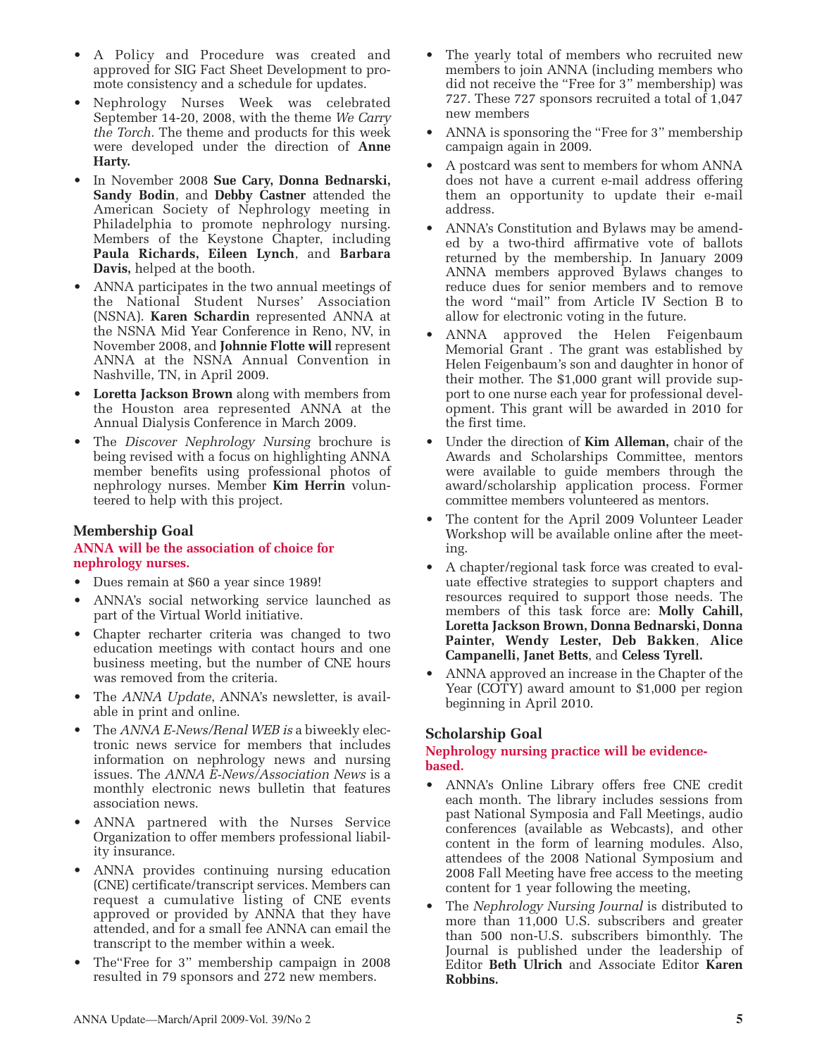- A Policy and Procedure was created and approved for SIG Fact Sheet Development to promote consistency and a schedule for updates.
- Nephrology Nurses Week was celebrated September 14-20, 2008, with the theme *We Carry the Torch.* The theme and products for this week were developed under the direction of **Anne Harty.**
- In November 2008 **Sue Cary, Donna Bednarski, Sandy Bodin**, and **Debby Castner** attended the American Society of Nephrology meeting in Philadelphia to promote nephrology nursing. Members of the Keystone Chapter, including **Paula Richards, Eileen Lynch**, and **Barbara Davis,** helped at the booth.
- ANNA participates in the two annual meetings of the National Student Nurses' Association (NSNA). **Karen Schardin** represented ANNA at the NSNA Mid Year Conference in Reno, NV, in November 2008, and **Johnnie Flotte will** represent ANNA at the NSNA Annual Convention in Nashville, TN, in April 2009.
- **Loretta Jackson Brown** along with members from the Houston area represented ANNA at the Annual Dialysis Conference in March 2009.
- The *Discover Nephrology Nursing* brochure is being revised with a focus on highlighting ANNA member benefits using professional photos of nephrology nurses. Member **Kim Herrin** volunteered to help with this project.

## Membership Goal

**ANNA will be the association of choice for nephrology nurses.**

- Dues remain at $60 a year since 1989!
- ANNA's social networking service launched as part of the Virtual World initiative.
- Chapter recharter criteria was changed to two education meetings with contact hours and one business meeting, but the number of CNE hours was removed from the criteria.
- The *ANNA Update*, ANNA's newsletter, is available in print and online.
- The *ANNA E-News/Renal WEB is* a biweekly electronic news service for members that includes information on nephrology news and nursing issues. The *ANNA E-News/Association News* is a monthly electronic news bulletin that features association news.
- ANNA partnered with the Nurses Service Organization to offer members professional liability insurance.
- ANNA provides continuing nursing education (CNE) certificate/transcript services. Members can request a cumulative listing of CNE events approved or provided by ANNA that they have attended, and for a small fee ANNA can email the transcript to the member within a week.
- The"Free for 3" membership campaign in 2008 resulted in 79 sponsors and 272 new members.
- The yearly total of members who recruited new members to join ANNA (including members who did not receive the "Free for 3" membership) was 727. These 727 sponsors recruited a total of 1,047 new members
- ANNA is sponsoring the "Free for 3" membership campaign again in 2009.
- A postcard was sent to members for whom ANNA does not have a current e-mail address offering them an opportunity to update their e-mail address.
- ANNA's Constitution and Bylaws may be amended by a two-third affirmative vote of ballots returned by the membership. In January 2009 ANNA members approved Bylaws changes to reduce dues for senior members and to remove the word "mail" from Article IV Section B to allow for electronic voting in the future.
- ANNA approved the Helen Feigenbaum Memorial Grant . The grant was established by Helen Feigenbaum's son and daughter in honor of their mother. The $1,000 grant will provide support to one nurse each year for professional development. This grant will be awarded in 2010 for the first time.
- Under the direction of **Kim Alleman,** chair of the Awards and Scholarships Committee, mentors were available to guide members through the award/scholarship application process. Former committee members volunteered as mentors.
- The content for the April 2009 Volunteer Leader Workshop will be available online after the meeting.
- A chapter/regional task force was created to evaluate effective strategies to support chapters and resources required to support those needs. The members of this task force are: **Molly Cahill, Loretta Jackson Brown, Donna Bednarski, Donna Painter, Wendy Lester, Deb Bakken**, **Alice Campanelli, Janet Betts**, and **Celess Tyrell.**
- ANNA approved an increase in the Chapter of the Year (COTY) award amount to $1,000 per region beginning in April 2010.

## Scholarship Goal

**Nephrology nursing practice will be evidence-based.**

- ANNA's Online Library offers free CNE credit each month. The library includes sessions from past National Symposia and Fall Meetings, audio conferences (available as Webcasts), and other content in the form of learning modules. Also, attendees of the 2008 National Symposium and 2008 Fall Meeting have free access to the meeting content for 1 year following the meeting,
- The *Nephrology Nursing Journal* is distributed to more than 11,000 U.S. subscribers and greater than 500 non-U.S. subscribers bimonthly. The Journal is published under the leadership of Editor **Beth Ulrich** and Associate Editor **Karen Robbins.**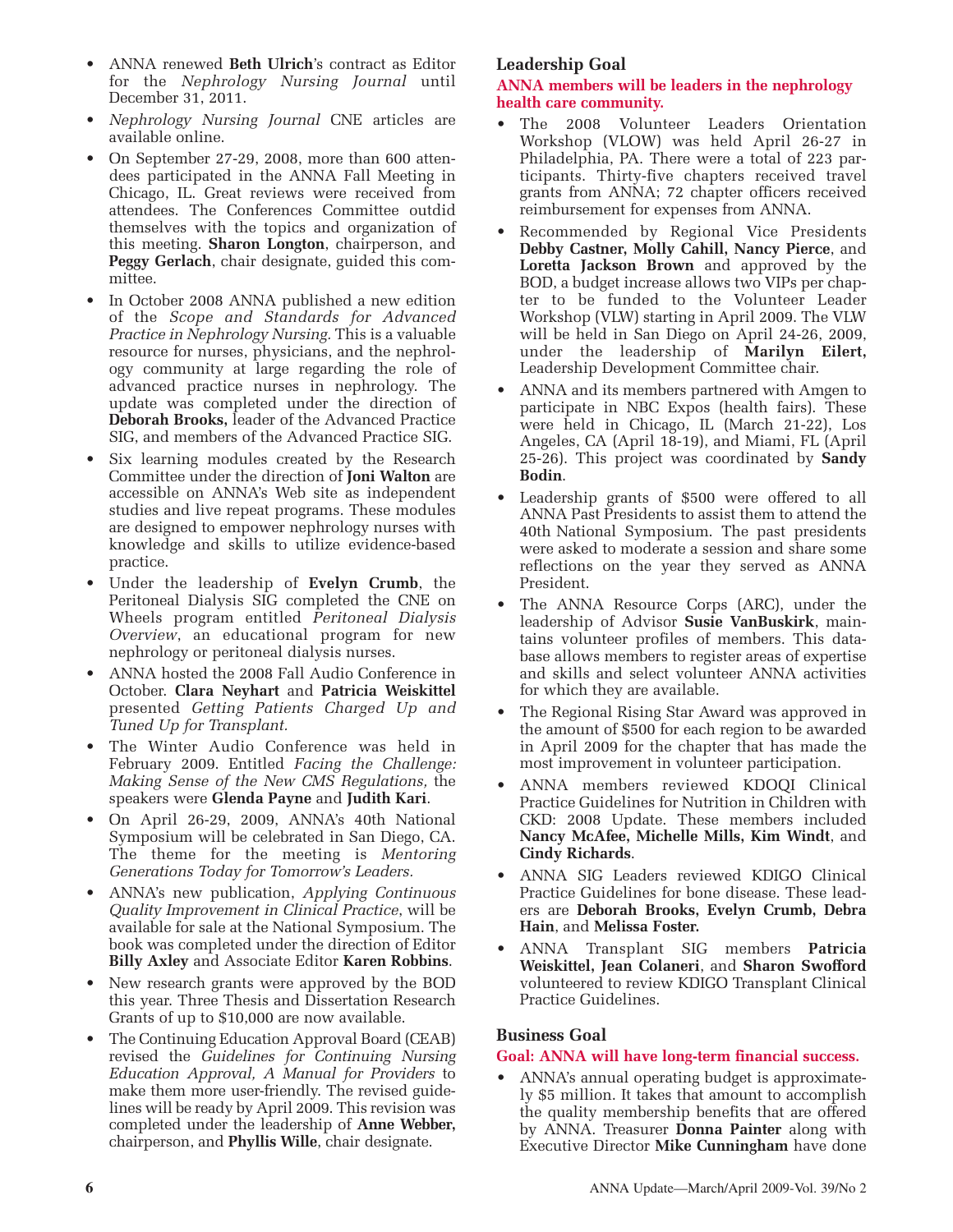- ANNA renewed **Beth Ulrich**'s contract as Editor for the *Nephrology Nursing Journal* until December 31, 2011.
- *Nephrology Nursing Journal* CNE articles are available online.
- On September 27-29, 2008, more than 600 attendees participated in the ANNA Fall Meeting in Chicago, IL. Great reviews were received from attendees. The Conferences Committee outdid themselves with the topics and organization of this meeting. **Sharon Longton**, chairperson, and **Peggy Gerlach**, chair designate, guided this committee.
- In October 2008 ANNA published a new edition of the *Scope and Standards for Advanced Practice in Nephrology Nursing.* This is a valuable resource for nurses, physicians, and the nephrology community at large regarding the role of advanced practice nurses in nephrology. The update was completed under the direction of **Deborah Brooks,** leader of the Advanced Practice SIG, and members of the Advanced Practice SIG.
- Six learning modules created by the Research Committee under the direction of **Joni Walton** are accessible on ANNA's Web site as independent studies and live repeat programs. These modules are designed to empower nephrology nurses with knowledge and skills to utilize evidence-based practice.
- Under the leadership of **Evelyn Crumb**, the Peritoneal Dialysis SIG completed the CNE on Wheels program entitled *Peritoneal Dialysis Overview*, an educational program for new nephrology or peritoneal dialysis nurses.
- ANNA hosted the 2008 Fall Audio Conference in October. **Clara Neyhart** and **Patricia Weiskittel** presented *Getting Patients Charged Up and Tuned Up for Transplant.*
- The Winter Audio Conference was held in February 2009. Entitled *Facing the Challenge: Making Sense of the New CMS Regulations,* the speakers were **Glenda Payne** and **Judith Kari**.
- On April 26-29, 2009, ANNA's 40th National Symposium will be celebrated in San Diego, CA. The theme for the meeting is *Mentoring Generations Today for Tomorrow's Leaders.*
- ANNA's new publication, *Applying Continuous Quality Improvement in Clinical Practice*, will be available for sale at the National Symposium. The book was completed under the direction of Editor **Billy Axley** and Associate Editor **Karen Robbins**.
- New research grants were approved by the BOD this year. Three Thesis and Dissertation Research Grants of up to $10,000 are now available.
- The Continuing Education Approval Board (CEAB) revised the *Guidelines for Continuing Nursing Education Approval, A Manual for Providers* to make them more user-friendly. The revised guidelines will be ready by April 2009. This revision was completed under the leadership of **Anne Webber,** chairperson, and **Phyllis Wille**, chair designate.

### Leadership Goal

**ANNA members will be leaders in the nephrology health care community.**

- The 2008 Volunteer Leaders Orientation Workshop (VLOW) was held April 26-27 in Philadelphia, PA. There were a total of 223 participants. Thirty-five chapters received travel grants from ANNA; 72 chapter officers received reimbursement for expenses from ANNA.
- Recommended by Regional Vice Presidents **Debby Castner, Molly Cahill, Nancy Pierce**, and **Loretta Jackson Brown** and approved by the BOD, a budget increase allows two VIPs per chapter to be funded to the Volunteer Leader Workshop (VLW) starting in April 2009. The VLW will be held in San Diego on April 24-26, 2009, under the leadership of **Marilyn Eilert,** Leadership Development Committee chair.
- ANNA and its members partnered with Amgen to participate in NBC Expos (health fairs). These were held in Chicago, IL (March 21-22), Los Angeles, CA (April 18-19), and Miami, FL (April 25-26). This project was coordinated by **Sandy Bodin**.
- Leadership grants of $500 were offered to all ANNA Past Presidents to assist them to attend the 40th National Symposium. The past presidents were asked to moderate a session and share some reflections on the year they served as ANNA President.
- The ANNA Resource Corps (ARC), under the leadership of Advisor **Susie VanBuskirk**, maintains volunteer profiles of members. This database allows members to register areas of expertise and skills and select volunteer ANNA activities for which they are available.
- The Regional Rising Star Award was approved in the amount of $500 for each region to be awarded in April 2009 for the chapter that has made the most improvement in volunteer participation.
- ANNA members reviewed KDOQI Clinical Practice Guidelines for Nutrition in Children with CKD: 2008 Update. These members included **Nancy McAfee, Michelle Mills, Kim Windt**, and **Cindy Richards**.
- ANNA SIG Leaders reviewed KDIGO Clinical Practice Guidelines for bone disease. These leaders are **Deborah Brooks, Evelyn Crumb, Debra Hain**, and **Melissa Foster.**
- ANNA Transplant SIG members **Patricia Weiskittel, Jean Colaneri**, and **Sharon Swofford** volunteered to review KDIGO Transplant Clinical Practice Guidelines.

### Business Goal

**Goal: ANNA will have long-term financial success.**

- ANNA's annual operating budget is approximately $5 million. It takes that amount to accomplish the quality membership benefits that are offered by ANNA. Treasurer **Donna Painter** along with Executive Director **Mike Cunningham** have done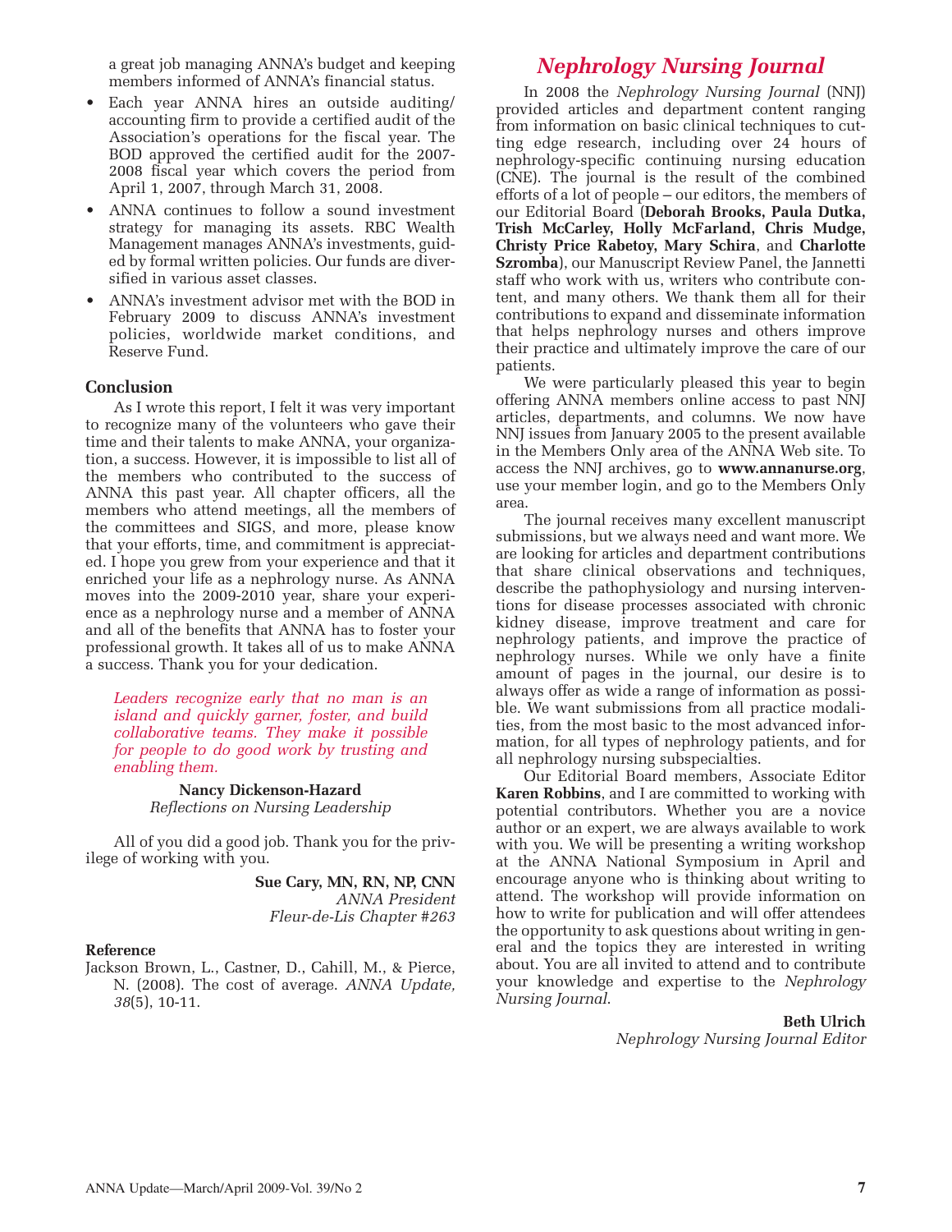a great job managing ANNA's budget and keeping members informed of ANNA's financial status.

- Each year ANNA hires an outside auditing/accounting firm to provide a certified audit of the Association's operations for the fiscal year. The BOD approved the certified audit for the 2007-2008 fiscal year which covers the period from April 1, 2007, through March 31, 2008.
- ANNA continues to follow a sound investment strategy for managing its assets. RBC Wealth Management manages ANNA's investments, guided by formal written policies. Our funds are diversified in various asset classes.
- ANNA's investment advisor met with the BOD in February 2009 to discuss ANNA's investment policies, worldwide market conditions, and Reserve Fund.

## Conclusion

As I wrote this report, I felt it was very important to recognize many of the volunteers who gave their time and their talents to make ANNA, your organization, a success. However, it is impossible to list all of the members who contributed to the success of ANNA this past year. All chapter officers, all the members who attend meetings, all the members of the committees and SIGS, and more, please know that your efforts, time, and commitment is appreciated. I hope you grew from your experience and that it enriched your life as a nephrology nurse. As ANNA moves into the 2009-2010 year, share your experience as a nephrology nurse and a member of ANNA and all of the benefits that ANNA has to foster your professional growth. It takes all of us to make ANNA a success. Thank you for your dedication.

*Leaders recognize early that no man is an island and quickly garner, foster, and build collaborative teams. They make it possible for people to do good work by trusting and enabling them.*

**Nancy Dickenson-Hazard**
*Reflections on Nursing Leadership*

All of you did a good job. Thank you for the privilege of working with you.

**Sue Cary, MN, RN, NP, CNN**
*ANNA President*
*Fleur-de-Lis Chapter #263*

### Reference

Jackson Brown, L., Castner, D., Cahill, M., & Pierce, N. (2008). The cost of average. *ANNA Update, 38*(5), 10-11.

## *Nephrology Nursing Journal*

In 2008 the *Nephrology Nursing Journal* (NNJ) provided articles and department content ranging from information on basic clinical techniques to cutting edge research, including over 24 hours of nephrology-specific continuing nursing education (CNE). The journal is the result of the combined efforts of a lot of people – our editors, the members of our Editorial Board (**Deborah Brooks, Paula Dutka, Trish McCarley, Holly McFarland, Chris Mudge, Christy Price Rabetoy, Mary Schira**, and **Charlotte Szromba**), our Manuscript Review Panel, the Jannetti staff who work with us, writers who contribute content, and many others. We thank them all for their contributions to expand and disseminate information that helps nephrology nurses and others improve their practice and ultimately improve the care of our patients.

We were particularly pleased this year to begin offering ANNA members online access to past NNJ articles, departments, and columns. We now have NNJ issues from January 2005 to the present available in the Members Only area of the ANNA Web site. To access the NNJ archives, go to **www.annanurse.org**, use your member login, and go to the Members Only area.

The journal receives many excellent manuscript submissions, but we always need and want more. We are looking for articles and department contributions that share clinical observations and techniques, describe the pathophysiology and nursing interventions for disease processes associated with chronic kidney disease, improve treatment and care for nephrology patients, and improve the practice of nephrology nurses. While we only have a finite amount of pages in the journal, our desire is to always offer as wide a range of information as possible. We want submissions from all practice modalities, from the most basic to the most advanced information, for all types of nephrology patients, and for all nephrology nursing subspecialties.

Our Editorial Board members, Associate Editor **Karen Robbins**, and I are committed to working with potential contributors. Whether you are a novice author or an expert, we are always available to work with you. We will be presenting a writing workshop at the ANNA National Symposium in April and encourage anyone who is thinking about writing to attend. The workshop will provide information on how to write for publication and will offer attendees the opportunity to ask questions about writing in general and the topics they are interested in writing about. You are all invited to attend and to contribute your knowledge and expertise to the *Nephrology Nursing Journal*.

**Beth Ulrich**
*Nephrology Nursing Journal Editor*